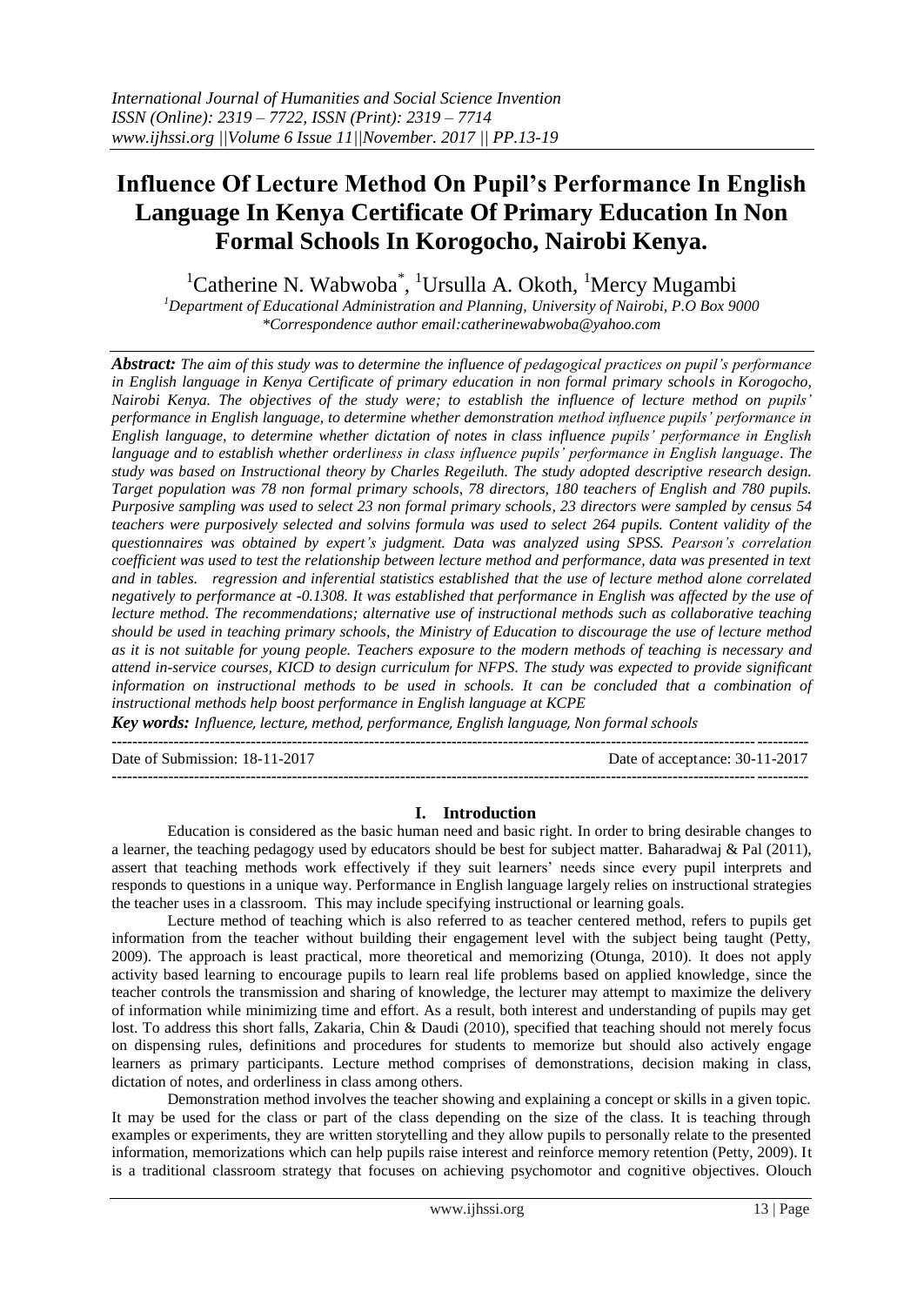# Influence Of Lecture Method On Pupil's Performance In English Language In Kenya Certificate Of Primary Education In Non Formal Schools In Korogocho, Nairobi Kenya.

[1]Catherine N. Wabwoba*, [1]Ursulla A. Okoth, [1]Mercy Mugambi

*[1]Department of Educational Administration and Planning, University of Nairobi, P.O Box 9000*
*\*Correspondence author email:catherinewabwoba@yahoo.com*

***Abstract:*** *The aim of this study was to determine the influence of pedagogical practices on pupil's performance in English language in Kenya Certificate of primary education in non formal primary schools in Korogocho, Nairobi Kenya. The objectives of the study were; to establish the influence of lecture method on pupils' performance in English language, to determine whether demonstration method influence pupils' performance in English language, to determine whether dictation of notes in class influence pupils' performance in English language and to establish whether orderliness in class influence pupils' performance in English language. The study was based on Instructional theory by Charles Regeiluth. The study adopted descriptive research design. Target population was 78 non formal primary schools, 78 directors, 180 teachers of English and 780 pupils. Purposive sampling was used to select 23 non formal primary schools, 23 directors were sampled by census 54 teachers were purposively selected and solvins formula was used to select 264 pupils. Content validity of the questionnaires was obtained by expert's judgment. Data was analyzed using SPSS. Pearson's correlation coefficient was used to test the relationship between lecture method and performance, data was presented in text and in tables. regression and inferential statistics established that the use of lecture method alone correlated negatively to performance at -0.1308. It was established that performance in English was affected by the use of lecture method. The recommendations; alternative use of instructional methods such as collaborative teaching should be used in teaching primary schools, the Ministry of Education to discourage the use of lecture method as it is not suitable for young people. Teachers exposure to the modern methods of teaching is necessary and attend in-service courses, KICD to design curriculum for NFPS. The study was expected to provide significant information on instructional methods to be used in schools. It can be concluded that a combination of instructional methods help boost performance in English language at KCPE*

***Key words:*** *Influence, lecture, method, performance, English language, Non formal schools*

Date of Submission: 18-11-2017 — Date of acceptance: 30-11-2017

## I. Introduction

Education is considered as the basic human need and basic right. In order to bring desirable changes to a learner, the teaching pedagogy used by educators should be best for subject matter. Baharadwaj & Pal (2011), assert that teaching methods work effectively if they suit learners' needs since every pupil interprets and responds to questions in a unique way. Performance in English language largely relies on instructional strategies the teacher uses in a classroom. This may include specifying instructional or learning goals.

Lecture method of teaching which is also referred to as teacher centered method, refers to pupils get information from the teacher without building their engagement level with the subject being taught (Petty, 2009). The approach is least practical, more theoretical and memorizing (Otunga, 2010). It does not apply activity based learning to encourage pupils to learn real life problems based on applied knowledge, since the teacher controls the transmission and sharing of knowledge, the lecturer may attempt to maximize the delivery of information while minimizing time and effort. As a result, both interest and understanding of pupils may get lost. To address this short falls, Zakaria, Chin & Daudi (2010), specified that teaching should not merely focus on dispensing rules, definitions and procedures for students to memorize but should also actively engage learners as primary participants. Lecture method comprises of demonstrations, decision making in class, dictation of notes, and orderliness in class among others.

Demonstration method involves the teacher showing and explaining a concept or skills in a given topic. It may be used for the class or part of the class depending on the size of the class. It is teaching through examples or experiments, they are written storytelling and they allow pupils to personally relate to the presented information, memorizations which can help pupils raise interest and reinforce memory retention (Petty, 2009). It is a traditional classroom strategy that focuses on achieving psychomotor and cognitive objectives. Olouch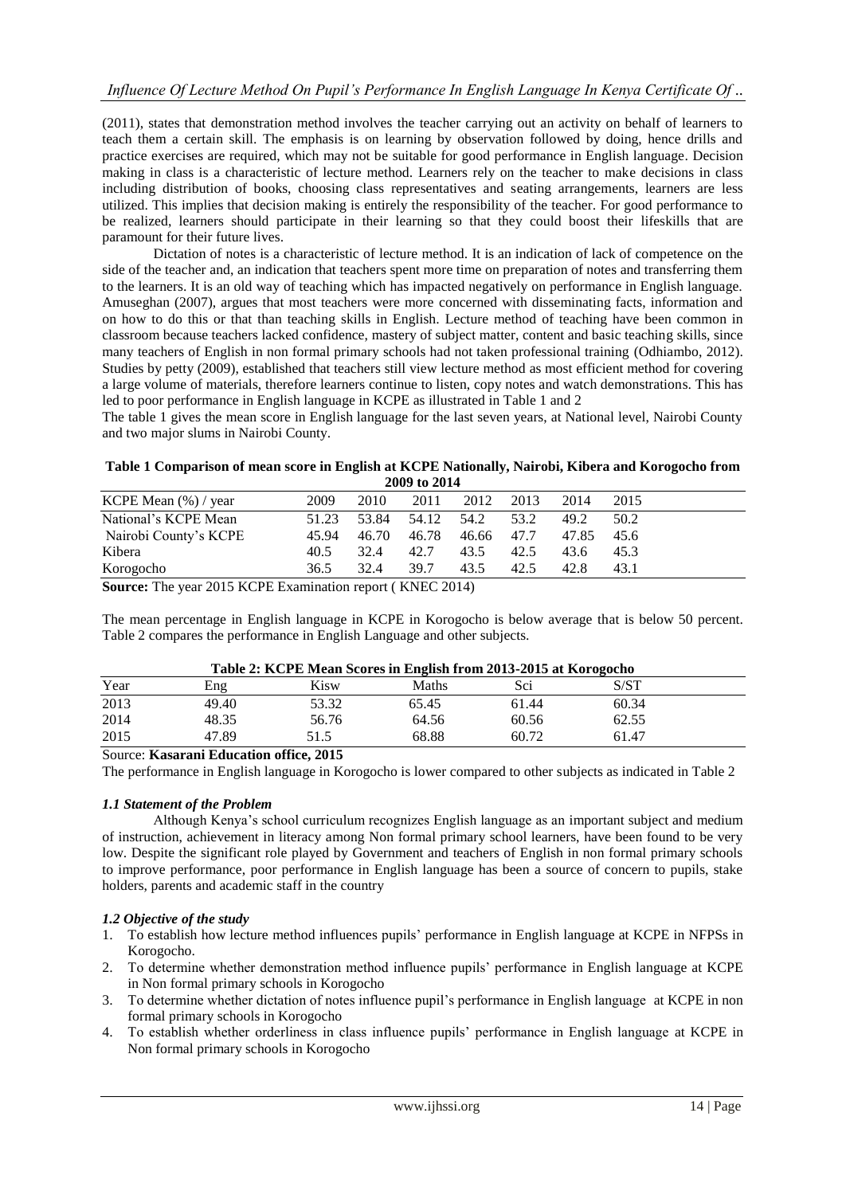(2011), states that demonstration method involves the teacher carrying out an activity on behalf of learners to teach them a certain skill. The emphasis is on learning by observation followed by doing, hence drills and practice exercises are required, which may not be suitable for good performance in English language. Decision making in class is a characteristic of lecture method. Learners rely on the teacher to make decisions in class including distribution of books, choosing class representatives and seating arrangements, learners are less utilized. This implies that decision making is entirely the responsibility of the teacher. For good performance to be realized, learners should participate in their learning so that they could boost their lifeskills that are paramount for their future lives.

Dictation of notes is a characteristic of lecture method. It is an indication of lack of competence on the side of the teacher and, an indication that teachers spent more time on preparation of notes and transferring them to the learners. It is an old way of teaching which has impacted negatively on performance in English language. Amuseghan (2007), argues that most teachers were more concerned with disseminating facts, information and on how to do this or that than teaching skills in English. Lecture method of teaching have been common in classroom because teachers lacked confidence, mastery of subject matter, content and basic teaching skills, since many teachers of English in non formal primary schools had not taken professional training (Odhiambo, 2012). Studies by petty (2009), established that teachers still view lecture method as most efficient method for covering a large volume of materials, therefore learners continue to listen, copy notes and watch demonstrations. This has led to poor performance in English language in KCPE as illustrated in Table 1 and 2

The table 1 gives the mean score in English language for the last seven years, at National level, Nairobi County and two major slums in Nairobi County.

**Table 1 Comparison of mean score in English at KCPE Nationally, Nairobi, Kibera and Korogocho from 2009 to 2014**

| KCPE Mean (%) / year | 2009 | 2010 | 2011 | 2012 | 2013 | 2014 | 2015 |
|---|---|---|---|---|---|---|---|
| National's KCPE Mean | 51.23 | 53.84 | 54.12 | 54.2 | 53.2 | 49.2 | 50.2 |
| Nairobi County's KCPE | 45.94 | 46.70 | 46.78 | 46.66 | 47.7 | 47.85 | 45.6 |
| Kibera | 40.5 | 32.4 | 42.7 | 43.5 | 42.5 | 43.6 | 45.3 |
| Korogocho | 36.5 | 32.4 | 39.7 | 43.5 | 42.5 | 42.8 | 43.1 |

**Source:** The year 2015 KCPE Examination report ( KNEC 2014)

The mean percentage in English language in KCPE in Korogocho is below average that is below 50 percent. Table 2 compares the performance in English Language and other subjects.

**Table 2: KCPE Mean Scores in English from 2013-2015 at Korogocho**

| Year | Eng | Kisw | Maths | Sci | S/ST |
|---|---|---|---|---|---|
| 2013 | 49.40 | 53.32 | 65.45 | 61.44 | 60.34 |
| 2014 | 48.35 | 56.76 | 64.56 | 60.56 | 62.55 |
| 2015 | 47.89 | 51.5 | 68.88 | 60.72 | 61.47 |

Source: **Kasarani Education office, 2015**

The performance in English language in Korogocho is lower compared to other subjects as indicated in Table 2

### *1.1 Statement of the Problem*

Although Kenya's school curriculum recognizes English language as an important subject and medium of instruction, achievement in literacy among Non formal primary school learners, have been found to be very low. Despite the significant role played by Government and teachers of English in non formal primary schools to improve performance, poor performance in English language has been a source of concern to pupils, stake holders, parents and academic staff in the country

### *1.2 Objective of the study*

1. To establish how lecture method influences pupils' performance in English language at KCPE in NFPSs in Korogocho.
2. To determine whether demonstration method influence pupils' performance in English language at KCPE in Non formal primary schools in Korogocho
3. To determine whether dictation of notes influence pupil's performance in English language at KCPE in non formal primary schools in Korogocho
4. To establish whether orderliness in class influence pupils' performance in English language at KCPE in Non formal primary schools in Korogocho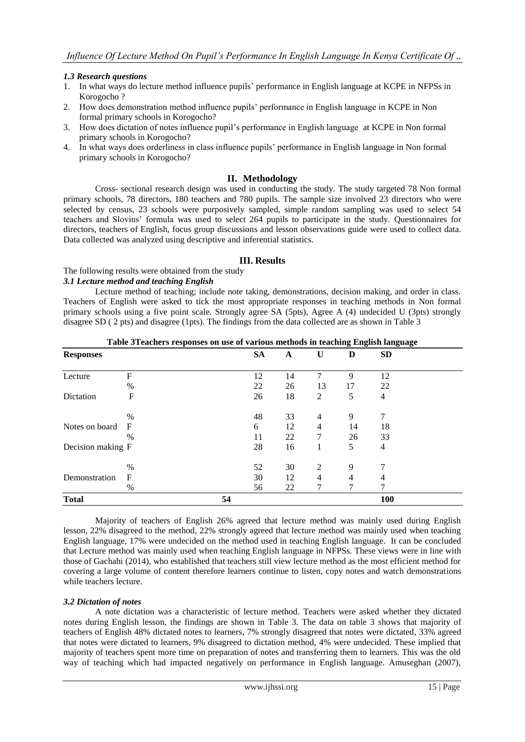### *1.3 Research questions*

1. In what ways do lecture method influence pupils' performance in English language at KCPE in NFPSs in Korogocho ?
2. How does demonstration method influence pupils' performance in English language in KCPE in Non formal primary schools in Korogocho?
3. How does dictation of notes influence pupil's performance in English language at KCPE in Non formal primary schools in Korogocho?
4. In what ways does orderliness in class influence pupils' performance in English language in Non formal primary schools in Korogocho?

## II. Methodology

Cross- sectional research design was used in conducting the study. The study targeted 78 Non formal primary schools, 78 directors, 180 teachers and 780 pupils. The sample size involved 23 directors who were selected by census, 23 schools were purposively sampled, simple random sampling was used to select 54 teachers and Slovins' formula was used to select 264 pupils to participate in the study. Questionnaires for directors, teachers of English, focus group discussions and lesson observations guide were used to collect data. Data collected was analyzed using descriptive and inferential statistics.

## III. Results

The following results were obtained from the study

### *3.1 Lecture method and teaching English*

Lecture method of teaching; include note taking, demonstrations, decision making, and order in class. Teachers of English were asked to tick the most appropriate responses in teaching methods in Non formal primary schools using a five point scale. Strongly agree SA (5pts), Agree A (4) undecided U (3pts) strongly disagree SD ( 2 pts) and disagree (1pts). The findings from the data collected are as shown in Table 3

**Table 3Teachers responses on use of various methods in teaching English language**

| **Responses** | | | **SA** | **A** | **U** | **D** | **SD** |
|---|---|---|---|---|---|---|---|
| Lecture | F | | 12 | 14 | 7 | 9 | 12 |
| | % | | 22 | 26 | 13 | 17 | 22 |
| Dictation | F | | 26 | 18 | 2 | 5 | 4 |
| | % | | 48 | 33 | 4 | 9 | 7 |
| Notes on board | F | | 6 | 12 | 4 | 14 | 18 |
| | % | | 11 | 22 | 7 | 26 | 33 |
| Decision making | F | | 28 | 16 | 1 | 5 | 4 |
| | % | | 52 | 30 | 2 | 9 | 7 |
| Demonstration | F | | 30 | 12 | 4 | 4 | 4 |
| | % | | 56 | 22 | 7 | 7 | 7 |
| **Total** | | **54** | | | | | **100** |

Majority of teachers of English 26% agreed that lecture method was mainly used during English lesson, 22% disagreed to the method, 22% strongly agreed that lecture method was mainly used when teaching English language, 17% were undecided on the method used in teaching English language. It can be concluded that Lecture method was mainly used when teaching English language in NFPSs. These views were in line with those of Gachahi (2014), who established that teachers still view lecture method as the most efficient method for covering a large volume of content therefore learners continue to listen, copy notes and watch demonstrations while teachers lecture.

### *3.2 Dictation of notes*

A note dictation was a characteristic of lecture method. Teachers were asked whether they dictated notes during English lesson, the findings are shown in Table 3. The data on table 3 shows that majority of teachers of English 48% dictated notes to learners, 7% strongly disagreed that notes were dictated, 33% agreed that notes were dictated to learners, 9% disagreed to dictation method, 4% were undecided. These implied that majority of teachers spent more time on preparation of notes and transferring them to learners. This was the old way of teaching which had impacted negatively on performance in English language. Amuseghan (2007),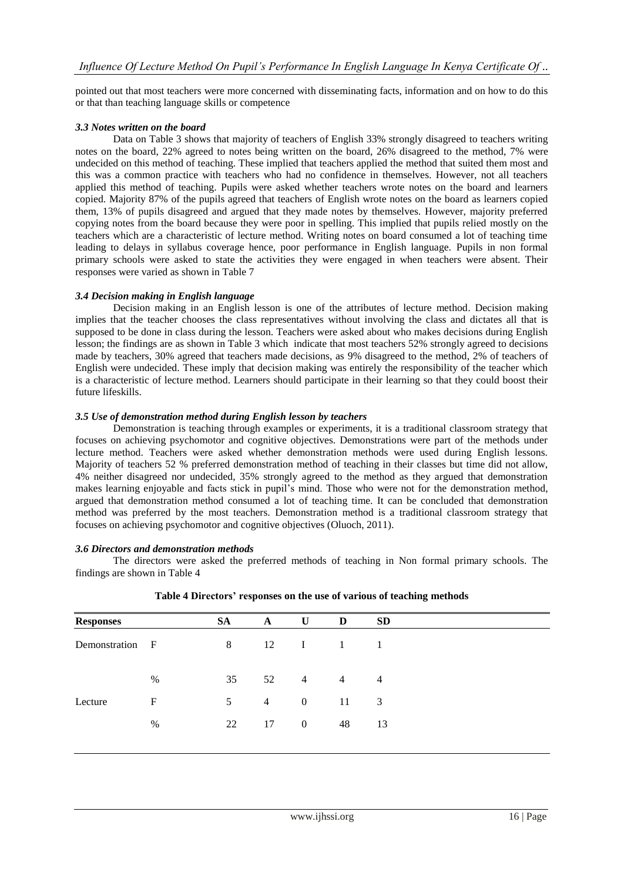pointed out that most teachers were more concerned with disseminating facts, information and on how to do this or that than teaching language skills or competence

### *3.3 Notes written on the board*

Data on Table 3 shows that majority of teachers of English 33% strongly disagreed to teachers writing notes on the board, 22% agreed to notes being written on the board, 26% disagreed to the method, 7% were undecided on this method of teaching. These implied that teachers applied the method that suited them most and this was a common practice with teachers who had no confidence in themselves. However, not all teachers applied this method of teaching. Pupils were asked whether teachers wrote notes on the board and learners copied. Majority 87% of the pupils agreed that teachers of English wrote notes on the board as learners copied them, 13% of pupils disagreed and argued that they made notes by themselves. However, majority preferred copying notes from the board because they were poor in spelling. This implied that pupils relied mostly on the teachers which are a characteristic of lecture method. Writing notes on board consumed a lot of teaching time leading to delays in syllabus coverage hence, poor performance in English language. Pupils in non formal primary schools were asked to state the activities they were engaged in when teachers were absent. Their responses were varied as shown in Table 7

### *3.4 Decision making in English language*

Decision making in an English lesson is one of the attributes of lecture method. Decision making implies that the teacher chooses the class representatives without involving the class and dictates all that is supposed to be done in class during the lesson. Teachers were asked about who makes decisions during English lesson; the findings are as shown in Table 3 which indicate that most teachers 52% strongly agreed to decisions made by teachers, 30% agreed that teachers made decisions, as 9% disagreed to the method, 2% of teachers of English were undecided. These imply that decision making was entirely the responsibility of the teacher which is a characteristic of lecture method. Learners should participate in their learning so that they could boost their future lifeskills.

### *3.5 Use of demonstration method during English lesson by teachers*

Demonstration is teaching through examples or experiments, it is a traditional classroom strategy that focuses on achieving psychomotor and cognitive objectives. Demonstrations were part of the methods under lecture method. Teachers were asked whether demonstration methods were used during English lessons. Majority of teachers 52 % preferred demonstration method of teaching in their classes but time did not allow, 4% neither disagreed nor undecided, 35% strongly agreed to the method as they argued that demonstration makes learning enjoyable and facts stick in pupil's mind. Those who were not for the demonstration method, argued that demonstration method consumed a lot of teaching time. It can be concluded that demonstration method was preferred by the most teachers. Demonstration method is a traditional classroom strategy that focuses on achieving psychomotor and cognitive objectives (Oluoch, 2011).

### *3.6 Directors and demonstration methods*

The directors were asked the preferred methods of teaching in Non formal primary schools. The findings are shown in Table 4

**Table 4 Directors' responses on the use of various of teaching methods**

| Responses | | SA | A | U | D | SD |
|---|---|---|---|---|---|---|
| Demonstration | F | 8 | 12 | I | 1 | 1 |
| | % | 35 | 52 | 4 | 4 | 4 |
| Lecture | F | 5 | 4 | 0 | 11 | 3 |
| | % | 22 | 17 | 0 | 48 | 13 |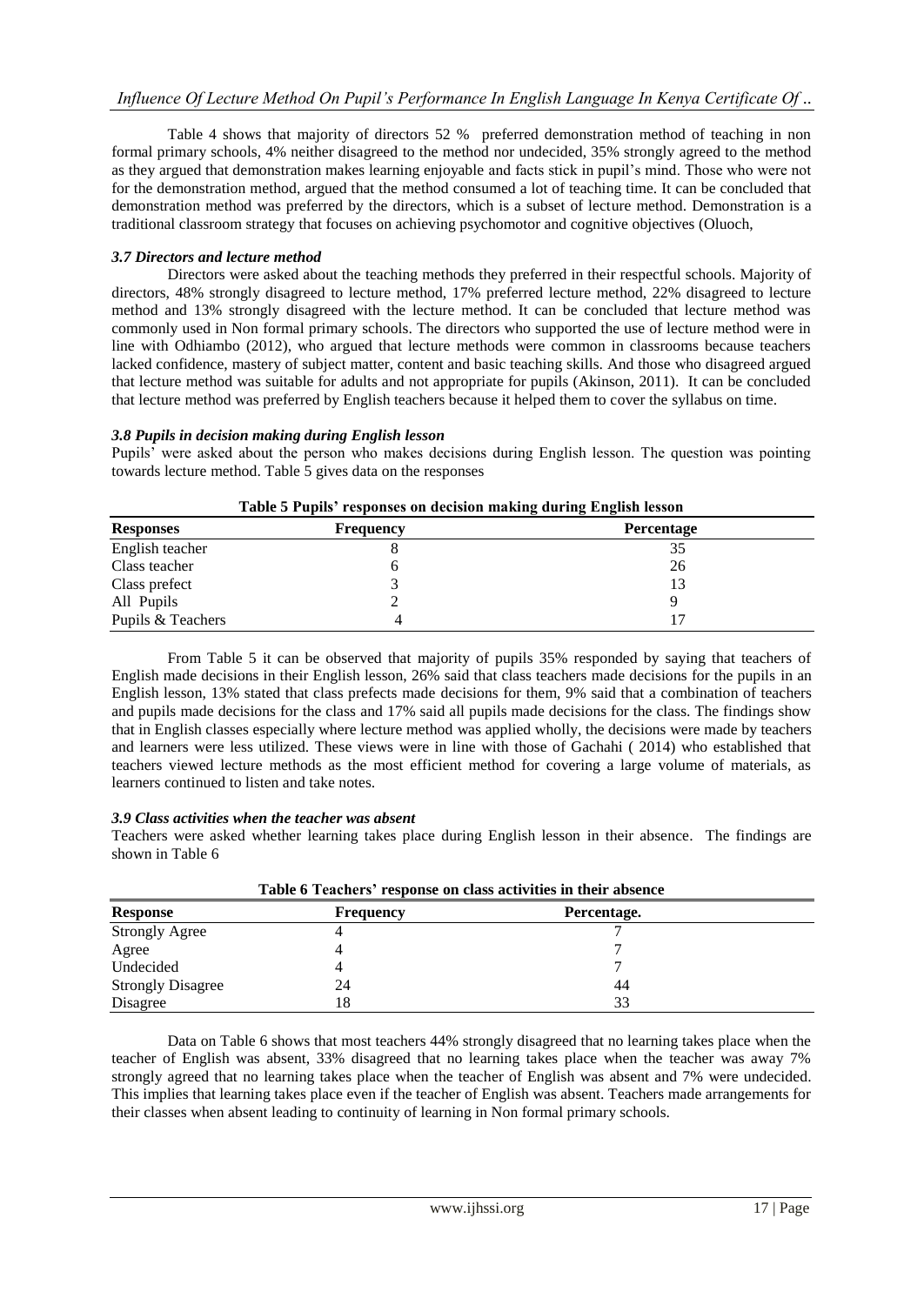Table 4 shows that majority of directors 52 % preferred demonstration method of teaching in non formal primary schools, 4% neither disagreed to the method nor undecided, 35% strongly agreed to the method as they argued that demonstration makes learning enjoyable and facts stick in pupil's mind. Those who were not for the demonstration method, argued that the method consumed a lot of teaching time. It can be concluded that demonstration method was preferred by the directors, which is a subset of lecture method. Demonstration is a traditional classroom strategy that focuses on achieving psychomotor and cognitive objectives (Oluoch,

### *3.7 Directors and lecture method*

Directors were asked about the teaching methods they preferred in their respectful schools. Majority of directors, 48% strongly disagreed to lecture method, 17% preferred lecture method, 22% disagreed to lecture method and 13% strongly disagreed with the lecture method. It can be concluded that lecture method was commonly used in Non formal primary schools. The directors who supported the use of lecture method were in line with Odhiambo (2012), who argued that lecture methods were common in classrooms because teachers lacked confidence, mastery of subject matter, content and basic teaching skills. And those who disagreed argued that lecture method was suitable for adults and not appropriate for pupils (Akinson, 2011). It can be concluded that lecture method was preferred by English teachers because it helped them to cover the syllabus on time.

### *3.8 Pupils in decision making during English lesson*

Pupils' were asked about the person who makes decisions during English lesson. The question was pointing towards lecture method. Table 5 gives data on the responses

**Table 5 Pupils' responses on decision making during English lesson**

| Responses | Frequency | Percentage |
|---|---|---|
| English teacher | 8 | 35 |
| Class teacher | 6 | 26 |
| Class prefect | 3 | 13 |
| All Pupils | 2 | 9 |
| Pupils & Teachers | 4 | 17 |

From Table 5 it can be observed that majority of pupils 35% responded by saying that teachers of English made decisions in their English lesson, 26% said that class teachers made decisions for the pupils in an English lesson, 13% stated that class prefects made decisions for them, 9% said that a combination of teachers and pupils made decisions for the class and 17% said all pupils made decisions for the class. The findings show that in English classes especially where lecture method was applied wholly, the decisions were made by teachers and learners were less utilized. These views were in line with those of Gachahi ( 2014) who established that teachers viewed lecture methods as the most efficient method for covering a large volume of materials, as learners continued to listen and take notes.

### *3.9 Class activities when the teacher was absent*

Teachers were asked whether learning takes place during English lesson in their absence. The findings are shown in Table 6

**Table 6 Teachers' response on class activities in their absence**

| Response | Frequency | Percentage. |
|---|---|---|
| Strongly Agree | 4 | 7 |
| Agree | 4 | 7 |
| Undecided | 4 | 7 |
| Strongly Disagree | 24 | 44 |
| Disagree | 18 | 33 |

Data on Table 6 shows that most teachers 44% strongly disagreed that no learning takes place when the teacher of English was absent, 33% disagreed that no learning takes place when the teacher was away 7% strongly agreed that no learning takes place when the teacher of English was absent and 7% were undecided. This implies that learning takes place even if the teacher of English was absent. Teachers made arrangements for their classes when absent leading to continuity of learning in Non formal primary schools.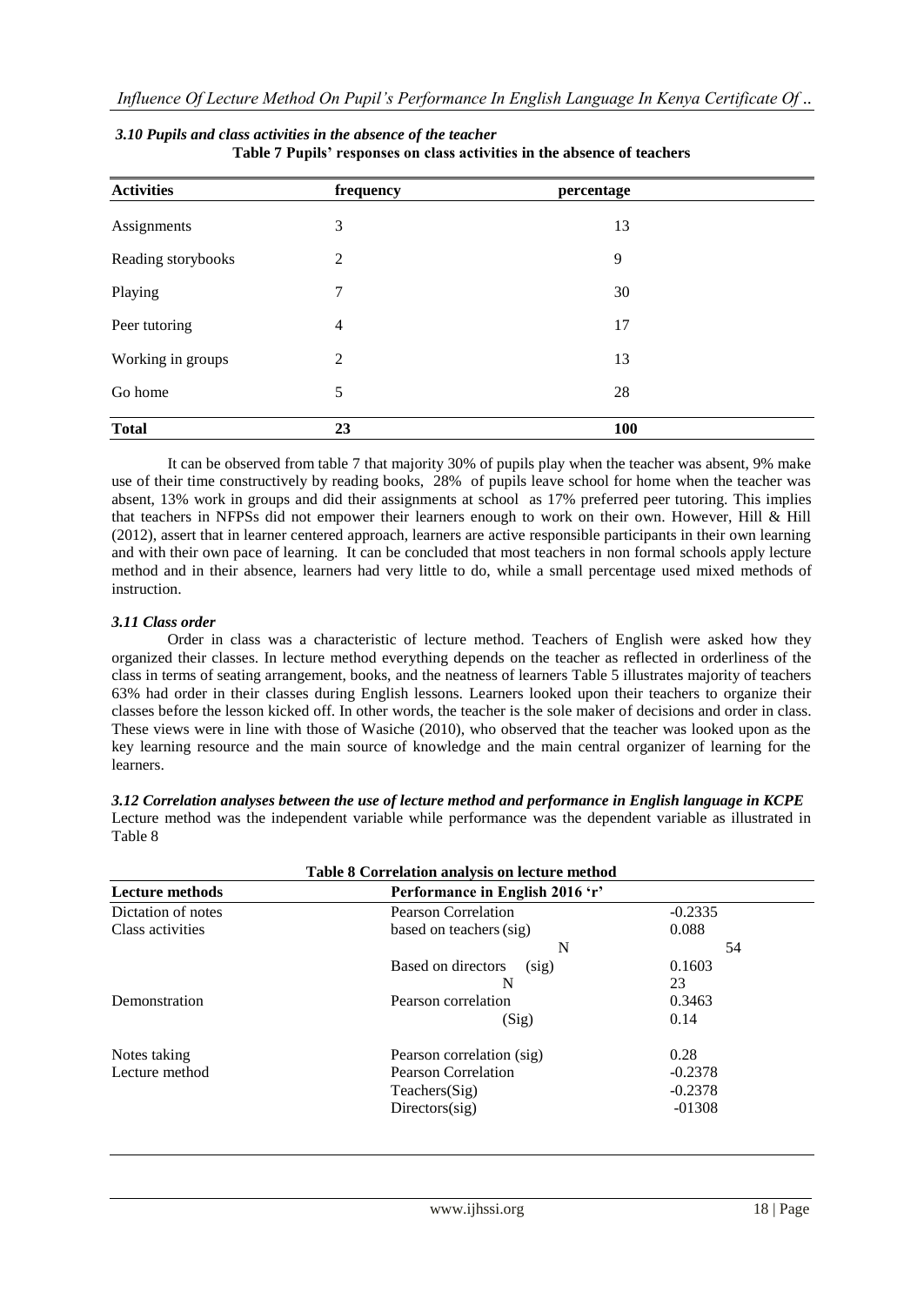### *3.10 Pupils and class activities in the absence of the teacher*

**Table 7 Pupils' responses on class activities in the absence of teachers**

| Activities | frequency | percentage |
|---|---|---|
| Assignments | 3 | 13 |
| Reading storybooks | 2 | 9 |
| Playing | 7 | 30 |
| Peer tutoring | 4 | 17 |
| Working in groups | 2 | 13 |
| Go home | 5 | 28 |
| **Total** | **23** | **100** |

It can be observed from table 7 that majority 30% of pupils play when the teacher was absent, 9% make use of their time constructively by reading books, 28% of pupils leave school for home when the teacher was absent, 13% work in groups and did their assignments at school as 17% preferred peer tutoring. This implies that teachers in NFPSs did not empower their learners enough to work on their own. However, Hill & Hill (2012), assert that in learner centered approach, learners are active responsible participants in their own learning and with their own pace of learning. It can be concluded that most teachers in non formal schools apply lecture method and in their absence, learners had very little to do, while a small percentage used mixed methods of instruction.

### *3.11 Class order*

Order in class was a characteristic of lecture method. Teachers of English were asked how they organized their classes. In lecture method everything depends on the teacher as reflected in orderliness of the class in terms of seating arrangement, books, and the neatness of learners Table 5 illustrates majority of teachers 63% had order in their classes during English lessons. Learners looked upon their teachers to organize their classes before the lesson kicked off. In other words, the teacher is the sole maker of decisions and order in class. These views were in line with those of Wasiche (2010), who observed that the teacher was looked upon as the key learning resource and the main source of knowledge and the main central organizer of learning for the learners.

### *3.12 Correlation analyses between the use of lecture method and performance in English language in KCPE*

Lecture method was the independent variable while performance was the dependent variable as illustrated in Table 8

**Table 8 Correlation analysis on lecture method**

| Lecture methods | Performance in English 2016 'r' | |
|---|---|---|
| Dictation of notes | Pearson Correlation | -0.2335 |
| Class activities | based on teachers (sig) | 0.088 |
| | N | 54 |
| | Based on directors (sig) | 0.1603 |
| | N | 23 |
| Demonstration | Pearson correlation | 0.3463 |
| | (Sig) | 0.14 |
| Notes taking | Pearson correlation (sig) | 0.28 |
| Lecture method | Pearson Correlation | -0.2378 |
| | Teachers(Sig) | -0.2378 |
| | Directors(sig) | -01308 |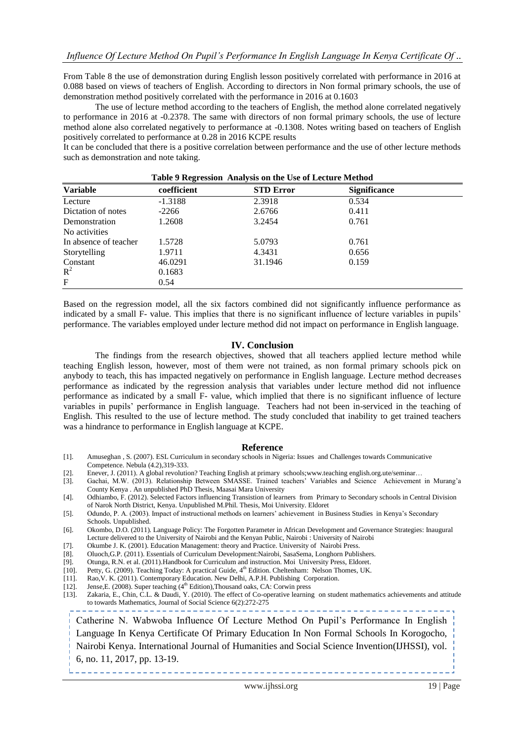From Table 8 the use of demonstration during English lesson positively correlated with performance in 2016 at 0.088 based on views of teachers of English. According to directors in Non formal primary schools, the use of demonstration method positively correlated with the performance in 2016 at 0.1603

The use of lecture method according to the teachers of English, the method alone correlated negatively to performance in 2016 at -0.2378. The same with directors of non formal primary schools, the use of lecture method alone also correlated negatively to performance at -0.1308. Notes writing based on teachers of English positively correlated to performance at 0.28 in 2016 KCPE results

It can be concluded that there is a positive correlation between performance and the use of other lecture methods such as demonstration and note taking.

**Table 9 Regression Analysis on the Use of Lecture Method**

| Variable | coefficient | STD Error | Significance |
|---|---|---|---|
| Lecture | -1.3188 | 2.3918 | 0.534 |
| Dictation of notes | -2266 | 2.6766 | 0.411 |
| Demonstration | 1.2608 | 3.2454 | 0.761 |
| No activities | | | |
| In absence of teacher | 1.5728 | 5.0793 | 0.761 |
| Storytelling | 1.9711 | 4.3431 | 0.656 |
| Constant | 46.0291 | 31.1946 | 0.159 |
| $R^2$ | 0.1683 | | |
| F | 0.54 | | |

Based on the regression model, all the six factors combined did not significantly influence performance as indicated by a small F- value. This implies that there is no significant influence of lecture variables in pupils' performance. The variables employed under lecture method did not impact on performance in English language.

## IV. Conclusion

The findings from the research objectives, showed that all teachers applied lecture method while teaching English lesson, however, most of them were not trained, as non formal primary schools pick on anybody to teach, this has impacted negatively on performance in English language. Lecture method decreases performance as indicated by the regression analysis that variables under lecture method did not influence performance as indicated by a small F- value, which implied that there is no significant influence of lecture variables in pupils' performance in English language. Teachers had not been in-serviced in the teaching of English. This resulted to the use of lecture method. The study concluded that inability to get trained teachers was a hindrance to performance in English language at KCPE.

## Reference

[1]. Amuseghan , S. (2007). ESL Curriculum in secondary schools in Nigeria: Issues and Challenges towards Communicative Competence. Nebula (4.2),319-333.

[2]. Enever, J. (2011). A global revolution? Teaching English at primary schools;www.teaching english.org.ute/seminar…

[3]. Gachai, M.W. (2013). Relationship Between SMASSE. Trained teachers' Variables and Science Achievement in Murang'a County Kenya . An unpublished PhD Thesis, Maasai Mara University

[4]. Odhiambo, F. (2012). Selected Factors influencing Transition of learners from Primary to Secondary schools in Central Division of Narok North District, Kenya. Unpublished M.Phil. Thesis, Moi University. Eldoret

[5]. Odundo, P. A. (2003). Impact of instructional methods on learners' achievement in Business Studies in Kenya's Secondary Schools. Unpublished.

[6]. Okombo, D.O. (2011). Language Policy: The Forgotten Parameter in African Development and Governance Strategies: Inaugural Lecture delivered to the University of Nairobi and the Kenyan Public, Nairobi : University of Nairobi

[7]. Okumbe J. K. (2001). Education Management: theory and Practice. University of Nairobi Press.

[8]. Oluoch,G.P. (2011). Essentials of Curriculum Development:Nairobi, SasaSema, Longhorn Publishers.

[9]. Otunga, R.N. et al. (2011).Handbook for Curriculum and instruction. Moi University Press, Eldoret.

[10]. Petty, G. (2009). Teaching Today: A practical Guide, 4th Edition. Cheltenham: Nelson Thomes, UK.

[11]. Rao,V. K. (2011). Contemporary Education. New Delhi, A.P.H. Publishing Corporation.

[12]. Jense,E. (2008). Super teaching (4th Edition),Thousand oaks, CA: Corwin press

[13]. Zakaria, E., Chin, C.L. & Daudi, Y. (2010). The effect of Co-operative learning on student mathematics achievements and attitude to towards Mathematics, Journal of Social Science 6(2):272-275

Catherine N. Wabwoba Influence Of Lecture Method On Pupil's Performance In English Language In Kenya Certificate Of Primary Education In Non Formal Schools In Korogocho, Nairobi Kenya. International Journal of Humanities and Social Science Invention(IJHSSI), vol. 6, no. 11, 2017, pp. 13-19.